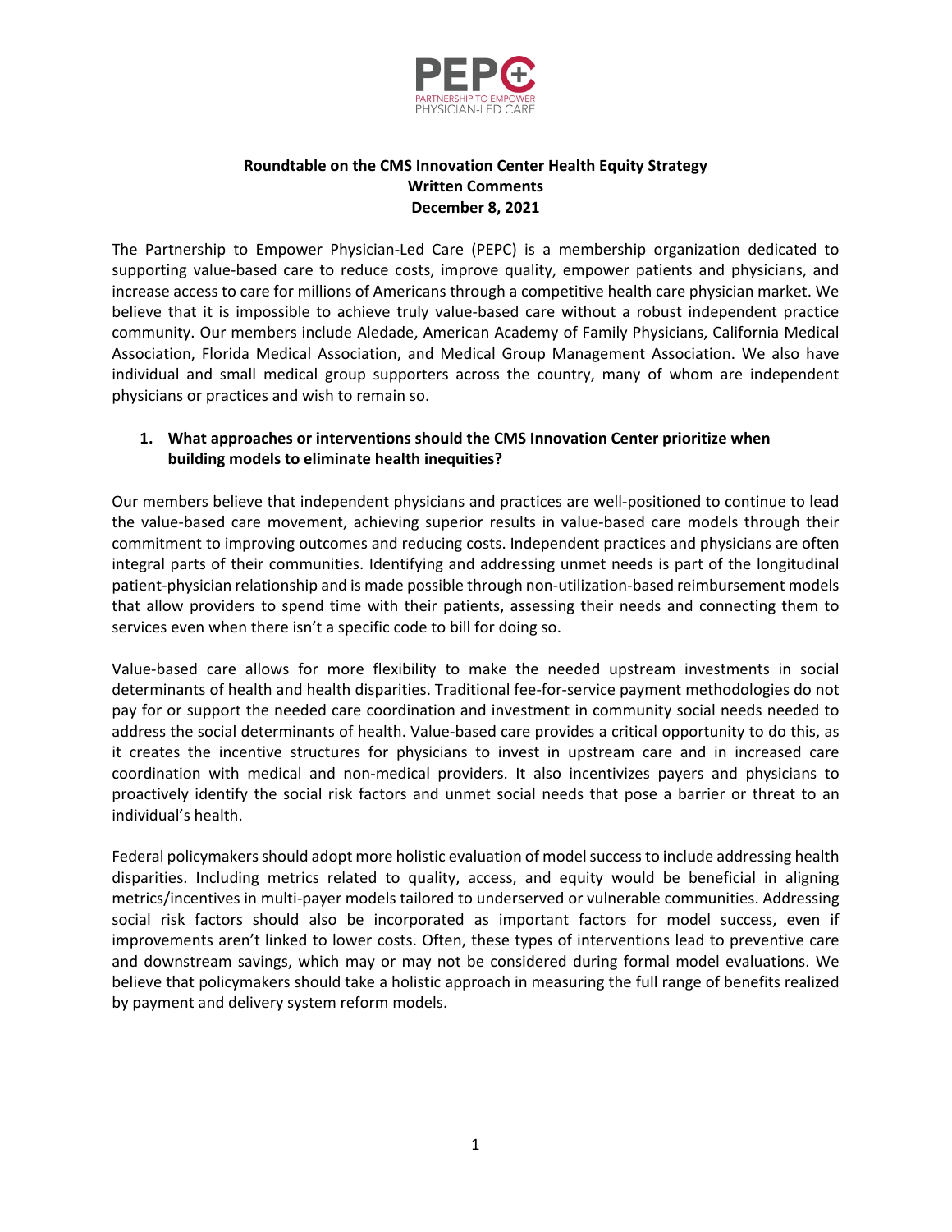PEPC

PARTNERSHIP TO EMPOWER PHYSICIAN-LED CARE

**Roundtable on the CMS Innovation Center Health Equity Strategy**
**Written Comments**
**December 8, 2021**

The Partnership to Empower Physician-Led Care (PEPC) is a membership organization dedicated to supporting value-based care to reduce costs, improve quality, empower patients and physicians, and increase access to care for millions of Americans through a competitive health care physician market. We believe that it is impossible to achieve truly value-based care without a robust independent practice community. Our members include Aledade, American Academy of Family Physicians, California Medical Association, Florida Medical Association, and Medical Group Management Association. We also have individual and small medical group supporters across the country, many of whom are independent physicians or practices and wish to remain so.

1. **What approaches or interventions should the CMS Innovation Center prioritize when building models to eliminate health inequities?**

Our members believe that independent physicians and practices are well-positioned to continue to lead the value-based care movement, achieving superior results in value-based care models through their commitment to improving outcomes and reducing costs. Independent practices and physicians are often integral parts of their communities. Identifying and addressing unmet needs is part of the longitudinal patient-physician relationship and is made possible through non-utilization-based reimbursement models that allow providers to spend time with their patients, assessing their needs and connecting them to services even when there isn't a specific code to bill for doing so.

Value-based care allows for more flexibility to make the needed upstream investments in social determinants of health and health disparities. Traditional fee-for-service payment methodologies do not pay for or support the needed care coordination and investment in community social needs needed to address the social determinants of health. Value-based care provides a critical opportunity to do this, as it creates the incentive structures for physicians to invest in upstream care and in increased care coordination with medical and non-medical providers. It also incentivizes payers and physicians to proactively identify the social risk factors and unmet social needs that pose a barrier or threat to an individual's health.

Federal policymakers should adopt more holistic evaluation of model success to include addressing health disparities. Including metrics related to quality, access, and equity would be beneficial in aligning metrics/incentives in multi-payer models tailored to underserved or vulnerable communities. Addressing social risk factors should also be incorporated as important factors for model success, even if improvements aren't linked to lower costs. Often, these types of interventions lead to preventive care and downstream savings, which may or may not be considered during formal model evaluations. We believe that policymakers should take a holistic approach in measuring the full range of benefits realized by payment and delivery system reform models.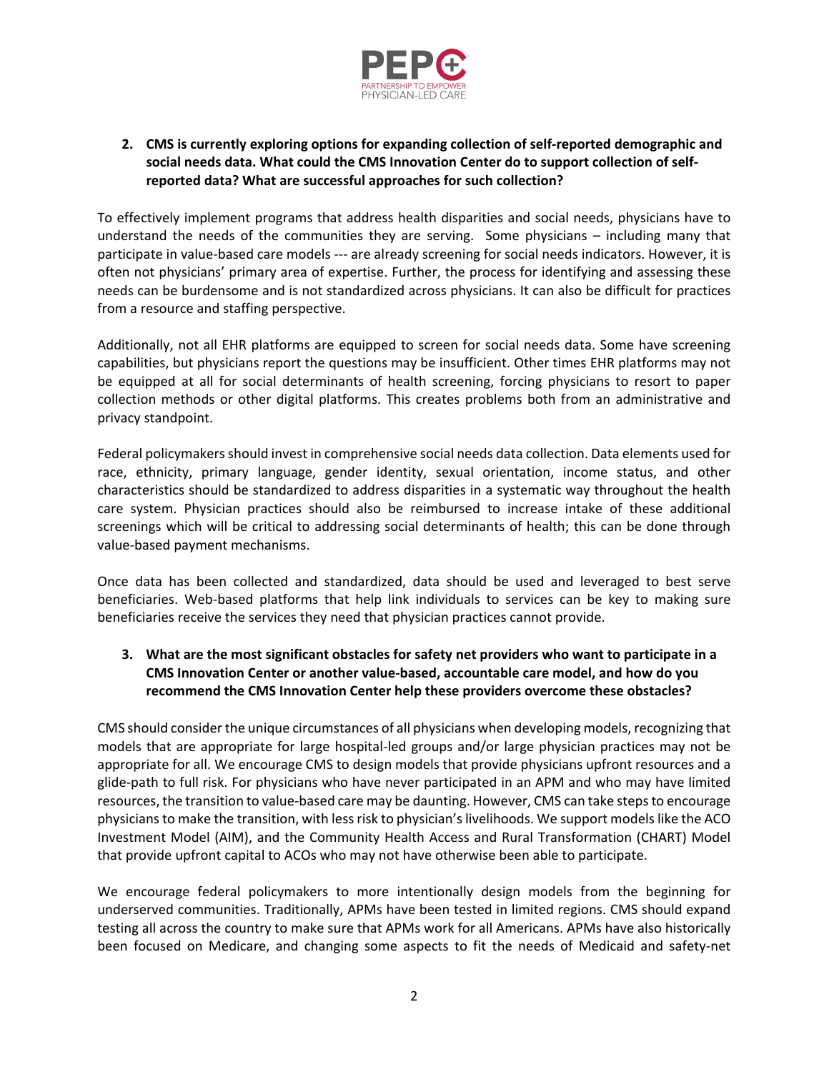2. **CMS is currently exploring options for expanding collection of self-reported demographic and social needs data. What could the CMS Innovation Center do to support collection of self-reported data? What are successful approaches for such collection?**

To effectively implement programs that address health disparities and social needs, physicians have to understand the needs of the communities they are serving. Some physicians – including many that participate in value-based care models --- are already screening for social needs indicators. However, it is often not physicians' primary area of expertise. Further, the process for identifying and assessing these needs can be burdensome and is not standardized across physicians. It can also be difficult for practices from a resource and staffing perspective.

Additionally, not all EHR platforms are equipped to screen for social needs data. Some have screening capabilities, but physicians report the questions may be insufficient. Other times EHR platforms may not be equipped at all for social determinants of health screening, forcing physicians to resort to paper collection methods or other digital platforms. This creates problems both from an administrative and privacy standpoint.

Federal policymakers should invest in comprehensive social needs data collection. Data elements used for race, ethnicity, primary language, gender identity, sexual orientation, income status, and other characteristics should be standardized to address disparities in a systematic way throughout the health care system. Physician practices should also be reimbursed to increase intake of these additional screenings which will be critical to addressing social determinants of health; this can be done through value-based payment mechanisms.

Once data has been collected and standardized, data should be used and leveraged to best serve beneficiaries. Web-based platforms that help link individuals to services can be key to making sure beneficiaries receive the services they need that physician practices cannot provide.

3. **What are the most significant obstacles for safety net providers who want to participate in a CMS Innovation Center or another value-based, accountable care model, and how do you recommend the CMS Innovation Center help these providers overcome these obstacles?**

CMS should consider the unique circumstances of all physicians when developing models, recognizing that models that are appropriate for large hospital-led groups and/or large physician practices may not be appropriate for all. We encourage CMS to design models that provide physicians upfront resources and a glide-path to full risk. For physicians who have never participated in an APM and who may have limited resources, the transition to value-based care may be daunting. However, CMS can take steps to encourage physicians to make the transition, with less risk to physician's livelihoods. We support models like the ACO Investment Model (AIM), and the Community Health Access and Rural Transformation (CHART) Model that provide upfront capital to ACOs who may not have otherwise been able to participate.

We encourage federal policymakers to more intentionally design models from the beginning for underserved communities. Traditionally, APMs have been tested in limited regions. CMS should expand testing all across the country to make sure that APMs work for all Americans. APMs have also historically been focused on Medicare, and changing some aspects to fit the needs of Medicaid and safety-net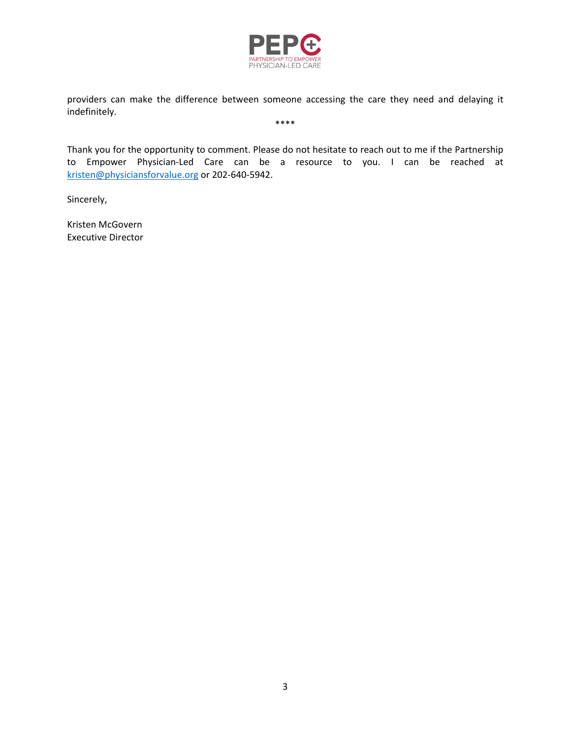providers can make the difference between someone accessing the care they need and delaying it indefinitely.

****

Thank you for the opportunity to comment. Please do not hesitate to reach out to me if the Partnership to Empower Physician-Led Care can be a resource to you. I can be reached at kristen@physiciansforvalue.org or 202-640-5942.

Sincerely,

Kristen McGovern
Executive Director